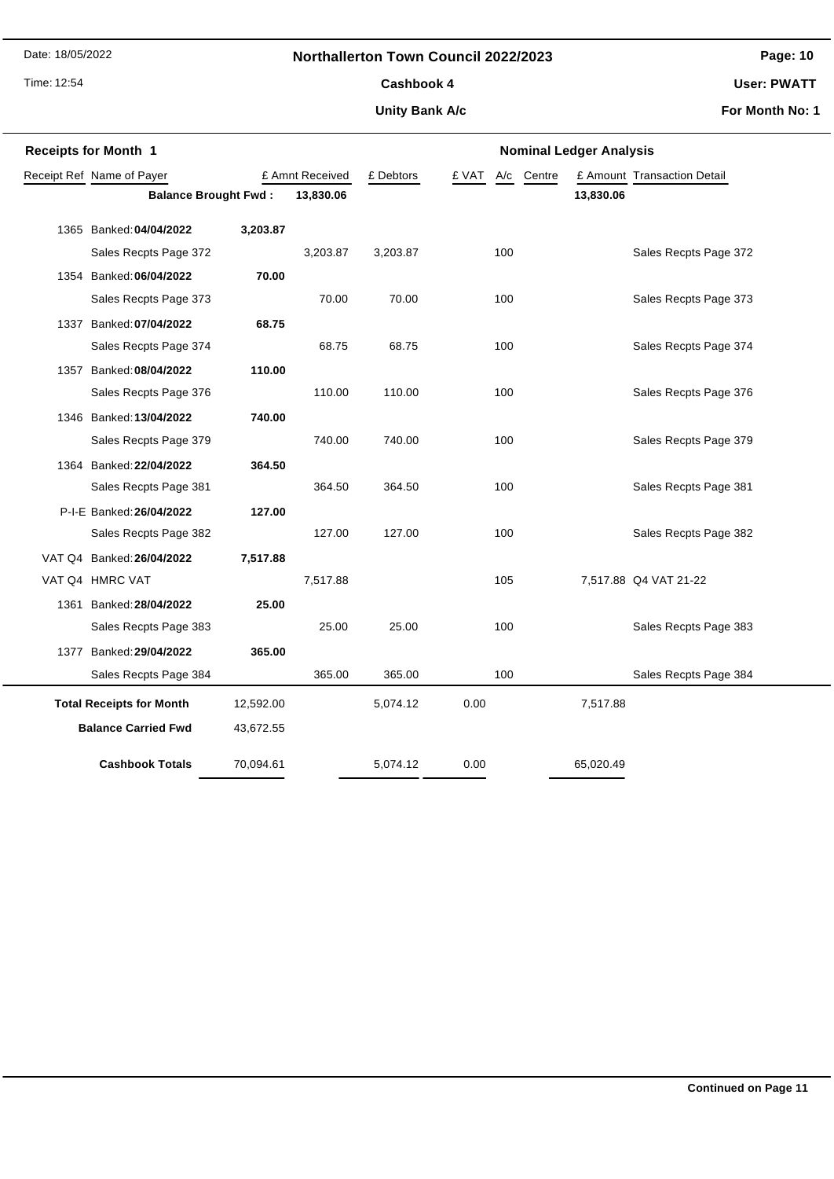# Northallerton Town Council 2022/2023

**Cashbook 4**

**Unity Bank A/c**

Date: 18/05/2022
Time: 12:54

**User: PWATT**
**For Month No: 1**

## Receipts for Month 1

| Receipt Ref | Name of Payer | | £ Amnt Received | £ Debtors | £ VAT | A/c | Centre | £ Amount | Transaction Detail |
|---|---|---|---|---|---|---|---|---|---|
| | **Balance Brought Fwd :** | **13,830.06** | | | | | | **13,830.06** | |
| 1365 | Banked: **04/04/2022** | **3,203.87** | | | | | | | |
| | Sales Recpts Page 372 | | 3,203.87 | 3,203.87 | | 100 | | | Sales Recpts Page 372 |
| 1354 | Banked: **06/04/2022** | **70.00** | | | | | | | |
| | Sales Recpts Page 373 | | 70.00 | 70.00 | | 100 | | | Sales Recpts Page 373 |
| 1337 | Banked: **07/04/2022** | **68.75** | | | | | | | |
| | Sales Recpts Page 374 | | 68.75 | 68.75 | | 100 | | | Sales Recpts Page 374 |
| 1357 | Banked: **08/04/2022** | **110.00** | | | | | | | |
| | Sales Recpts Page 376 | | 110.00 | 110.00 | | 100 | | | Sales Recpts Page 376 |
| 1346 | Banked: **13/04/2022** | **740.00** | | | | | | | |
| | Sales Recpts Page 379 | | 740.00 | 740.00 | | 100 | | | Sales Recpts Page 379 |
| 1364 | Banked: **22/04/2022** | **364.50** | | | | | | | |
| | Sales Recpts Page 381 | | 364.50 | 364.50 | | 100 | | | Sales Recpts Page 381 |
| P-I-E | Banked: **26/04/2022** | **127.00** | | | | | | | |
| | Sales Recpts Page 382 | | 127.00 | 127.00 | | 100 | | | Sales Recpts Page 382 |
| VAT Q4 | Banked: **26/04/2022** | **7,517.88** | | | | | | | |
| VAT Q4 | HMRC VAT | | 7,517.88 | | | 105 | | 7,517.88 | Q4 VAT 21-22 |
| 1361 | Banked: **28/04/2022** | **25.00** | | | | | | | |
| | Sales Recpts Page 383 | | 25.00 | 25.00 | | 100 | | | Sales Recpts Page 383 |
| 1377 | Banked: **29/04/2022** | **365.00** | | | | | | | |
| | Sales Recpts Page 384 | | 365.00 | 365.00 | | 100 | | | Sales Recpts Page 384 |
| | **Total Receipts for Month** | 12,592.00 | | 5,074.12 | 0.00 | | | 7,517.88 | |
| | **Balance Carried Fwd** | 43,672.55 | | | | | | | |
| | **Cashbook Totals** | 70,094.61 | | 5,074.12 | 0.00 | | | 65,020.49 | |

**Continued on Page 11**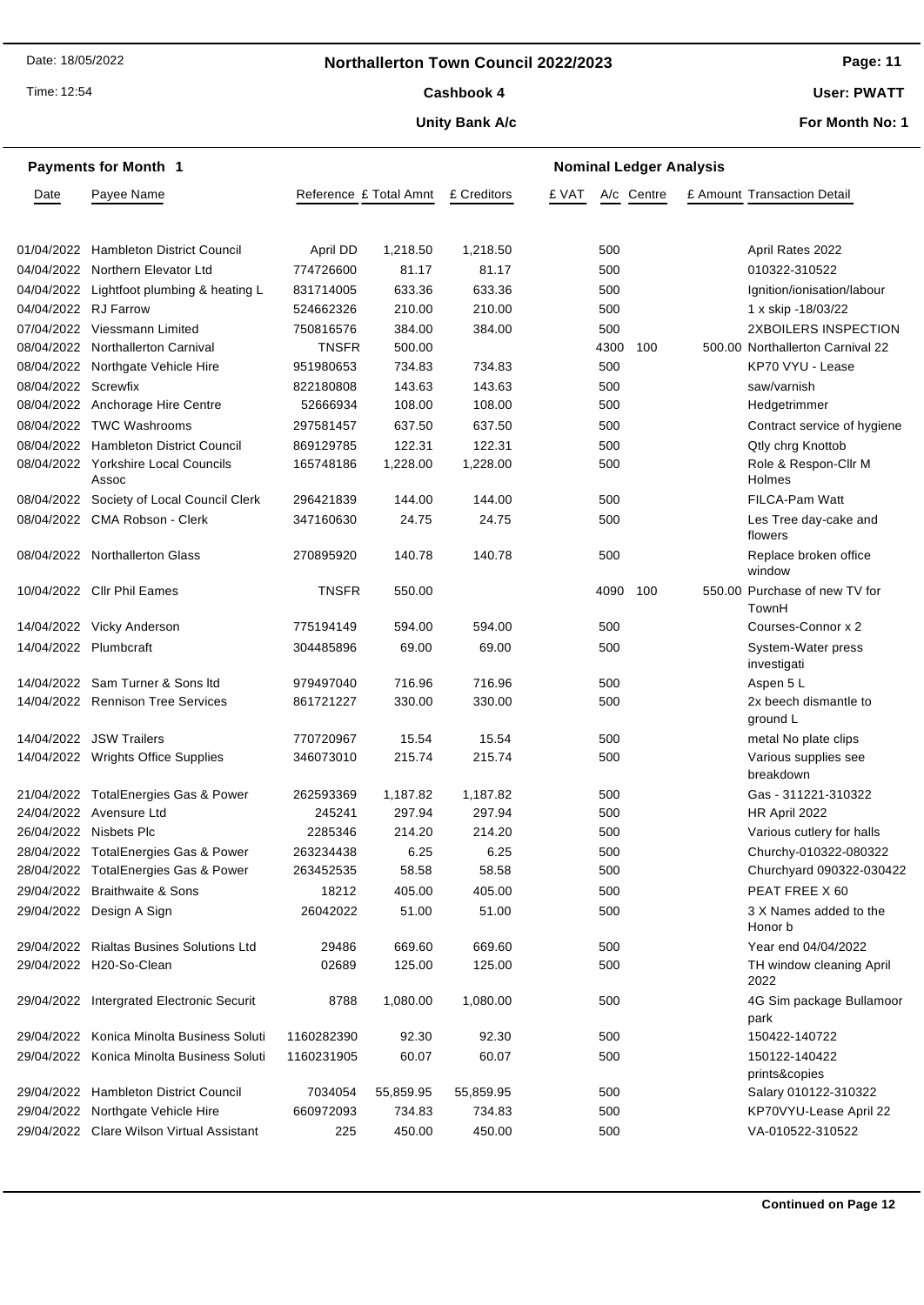## Northallerton Town Council 2022/2023

**Cashbook 4**

**Unity Bank A/c**

Date: 18/05/2022 | Time: 12:54 | User: PWATT | For Month No: 1

### Payments for Month 1

**Nominal Ledger Analysis**

| Date | Payee Name | Reference | £ Total Amnt | £ Creditors | £ VAT | A/c | Centre | £ Amount | Transaction Detail |
|---|---|---|---|---|---|---|---|---|---|
| 01/04/2022 | Hambleton District Council | April DD | 1,218.50 | 1,218.50 | | 500 | | | April Rates 2022 |
| 04/04/2022 | Northern Elevator Ltd | 774726600 | 81.17 | 81.17 | | 500 | | | 010322-310522 |
| 04/04/2022 | Lightfoot plumbing & heating L | 831714005 | 633.36 | 633.36 | | 500 | | | Ignition/ionisation/labour |
| 04/04/2022 | RJ Farrow | 524662326 | 210.00 | 210.00 | | 500 | | | 1 x skip -18/03/22 |
| 07/04/2022 | Viessmann Limited | 750816576 | 384.00 | 384.00 | | 500 | | | 2XBOILERS INSPECTION |
| 08/04/2022 | Northallerton Carnival | TNSFR | 500.00 | | | 4300 | 100 | 500.00 | Northallerton Carnival 22 |
| 08/04/2022 | Northgate Vehicle Hire | 951980653 | 734.83 | 734.83 | | 500 | | | KP70 VYU - Lease |
| 08/04/2022 | Screwfix | 822180808 | 143.63 | 143.63 | | 500 | | | saw/varnish |
| 08/04/2022 | Anchorage Hire Centre | 52666934 | 108.00 | 108.00 | | 500 | | | Hedgetrimmer |
| 08/04/2022 | TWC Washrooms | 297581457 | 637.50 | 637.50 | | 500 | | | Contract service of hygiene |
| 08/04/2022 | Hambleton District Council | 869129785 | 122.31 | 122.31 | | 500 | | | Qtly chrg Knottob |
| 08/04/2022 | Yorkshire Local Councils Assoc | 165748186 | 1,228.00 | 1,228.00 | | 500 | | | Role & Respon-Cllr M Holmes |
| 08/04/2022 | Society of Local Council Clerk | 296421839 | 144.00 | 144.00 | | 500 | | | FILCA-Pam Watt |
| 08/04/2022 | CMA Robson - Clerk | 347160630 | 24.75 | 24.75 | | 500 | | | Les Tree day-cake and flowers |
| 08/04/2022 | Northallerton Glass | 270895920 | 140.78 | 140.78 | | 500 | | | Replace broken office window |
| 10/04/2022 | Cllr Phil Eames | TNSFR | 550.00 | | | 4090 | 100 | 550.00 | Purchase of new TV for TownH |
| 14/04/2022 | Vicky Anderson | 775194149 | 594.00 | 594.00 | | 500 | | | Courses-Connor x 2 |
| 14/04/2022 | Plumbcraft | 304485896 | 69.00 | 69.00 | | 500 | | | System-Water press investigati |
| 14/04/2022 | Sam Turner & Sons ltd | 979497040 | 716.96 | 716.96 | | 500 | | | Aspen 5 L |
| 14/04/2022 | Rennison Tree Services | 861721227 | 330.00 | 330.00 | | 500 | | | 2x beech dismantle to ground L |
| 14/04/2022 | JSW Trailers | 770720967 | 15.54 | 15.54 | | 500 | | | metal No plate clips |
| 14/04/2022 | Wrights Office Supplies | 346073010 | 215.74 | 215.74 | | 500 | | | Various supplies see breakdown |
| 21/04/2022 | TotalEnergies Gas & Power | 262593369 | 1,187.82 | 1,187.82 | | 500 | | | Gas - 311221-310322 |
| 24/04/2022 | Avensure Ltd | 245241 | 297.94 | 297.94 | | 500 | | | HR April 2022 |
| 26/04/2022 | Nisbets Plc | 2285346 | 214.20 | 214.20 | | 500 | | | Various cutlery for halls |
| 28/04/2022 | TotalEnergies Gas & Power | 263234438 | 6.25 | 6.25 | | 500 | | | Churchy-010322-080322 |
| 28/04/2022 | TotalEnergies Gas & Power | 263452535 | 58.58 | 58.58 | | 500 | | | Churchyard 090322-030422 |
| 29/04/2022 | Braithwaite & Sons | 18212 | 405.00 | 405.00 | | 500 | | | PEAT FREE X 60 |
| 29/04/2022 | Design A Sign | 26042022 | 51.00 | 51.00 | | 500 | | | 3 X Names added to the Honor b |
| 29/04/2022 | Rialtas Busines Solutions Ltd | 29486 | 669.60 | 669.60 | | 500 | | | Year end 04/04/2022 |
| 29/04/2022 | H20-So-Clean | 02689 | 125.00 | 125.00 | | 500 | | | TH window cleaning April 2022 |
| 29/04/2022 | Intergrated Electronic Securit | 8788 | 1,080.00 | 1,080.00 | | 500 | | | 4G Sim package Bullamoor park |
| 29/04/2022 | Konica Minolta Business Soluti | 1160282390 | 92.30 | 92.30 | | 500 | | | 150422-140722 |
| 29/04/2022 | Konica Minolta Business Soluti | 1160231905 | 60.07 | 60.07 | | 500 | | | 150122-140422 prints&copies |
| 29/04/2022 | Hambleton District Council | 7034054 | 55,859.95 | 55,859.95 | | 500 | | | Salary 010122-310322 |
| 29/04/2022 | Northgate Vehicle Hire | 660972093 | 734.83 | 734.83 | | 500 | | | KP70VYU-Lease April 22 |
| 29/04/2022 | Clare Wilson Virtual Assistant | 225 | 450.00 | 450.00 | | 500 | | | VA-010522-310522 |

**Continued on Page 12**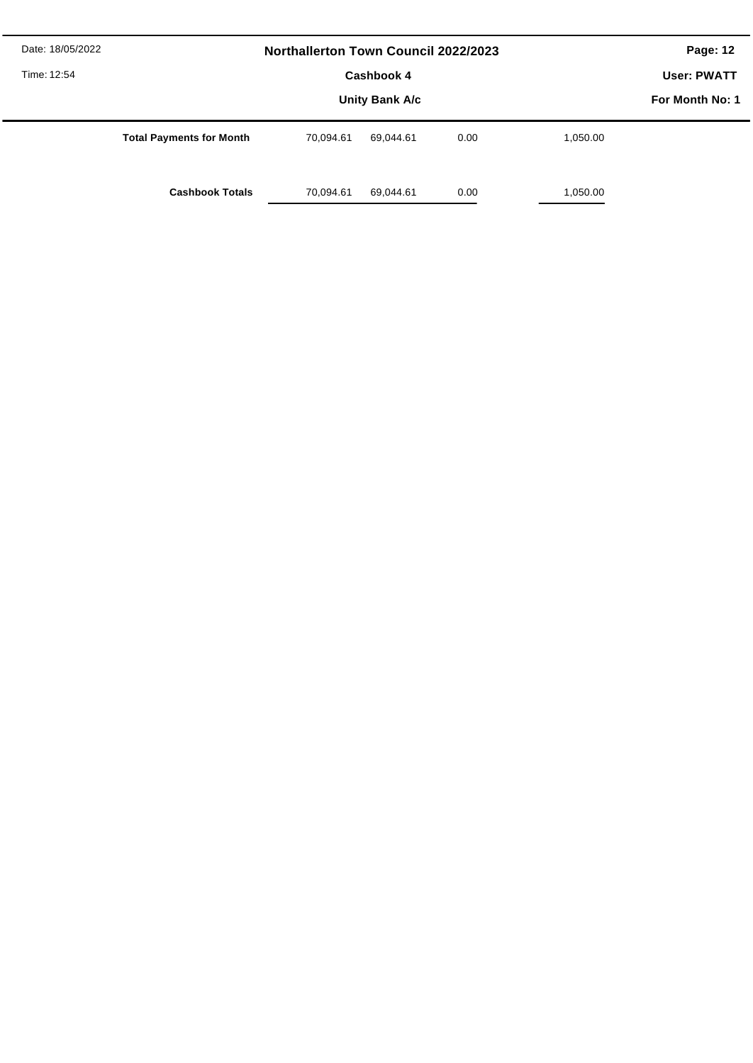| | | | | |
|---|---|---|---|---|
| **Total Payments for Month** | 70,094.61 | 69,044.61 | 0.00 | 1,050.00 |
| **Cashbook Totals** | 70,094.61 | 69,044.61 | 0.00 | 1,050.00 |